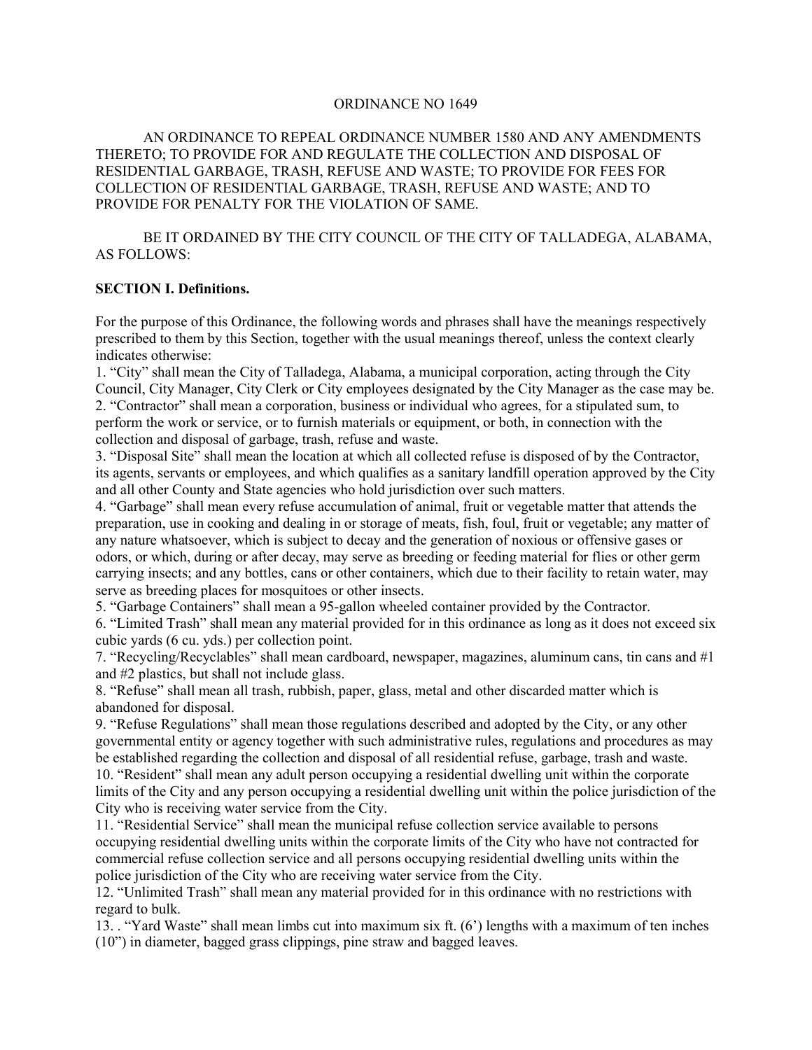ORDINANCE NO 1649

AN ORDINANCE TO REPEAL ORDINANCE NUMBER 1580 AND ANY AMENDMENTS THERETO; TO PROVIDE FOR AND REGULATE THE COLLECTION AND DISPOSAL OF RESIDENTIAL GARBAGE, TRASH, REFUSE AND WASTE; TO PROVIDE FOR FEES FOR COLLECTION OF RESIDENTIAL GARBAGE, TRASH, REFUSE AND WASTE; AND TO PROVIDE FOR PENALTY FOR THE VIOLATION OF SAME.

BE IT ORDAINED BY THE CITY COUNCIL OF THE CITY OF TALLADEGA, ALABAMA, AS FOLLOWS:

**SECTION I. Definitions.**

For the purpose of this Ordinance, the following words and phrases shall have the meanings respectively prescribed to them by this Section, together with the usual meanings thereof, unless the context clearly indicates otherwise:

1. "City" shall mean the City of Talladega, Alabama, a municipal corporation, acting through the City Council, City Manager, City Clerk or City employees designated by the City Manager as the case may be.
2. "Contractor" shall mean a corporation, business or individual who agrees, for a stipulated sum, to perform the work or service, or to furnish materials or equipment, or both, in connection with the collection and disposal of garbage, trash, refuse and waste.
3. "Disposal Site" shall mean the location at which all collected refuse is disposed of by the Contractor, its agents, servants or employees, and which qualifies as a sanitary landfill operation approved by the City and all other County and State agencies who hold jurisdiction over such matters.
4. "Garbage" shall mean every refuse accumulation of animal, fruit or vegetable matter that attends the preparation, use in cooking and dealing in or storage of meats, fish, foul, fruit or vegetable; any matter of any nature whatsoever, which is subject to decay and the generation of noxious or offensive gases or odors, or which, during or after decay, may serve as breeding or feeding material for flies or other germ carrying insects; and any bottles, cans or other containers, which due to their facility to retain water, may serve as breeding places for mosquitoes or other insects.
5. "Garbage Containers" shall mean a 95-gallon wheeled container provided by the Contractor.
6. "Limited Trash" shall mean any material provided for in this ordinance as long as it does not exceed six cubic yards (6 cu. yds.) per collection point.
7. "Recycling/Recyclables" shall mean cardboard, newspaper, magazines, aluminum cans, tin cans and #1 and #2 plastics, but shall not include glass.
8. "Refuse" shall mean all trash, rubbish, paper, glass, metal and other discarded matter which is abandoned for disposal.
9. "Refuse Regulations" shall mean those regulations described and adopted by the City, or any other governmental entity or agency together with such administrative rules, regulations and procedures as may be established regarding the collection and disposal of all residential refuse, garbage, trash and waste.
10. "Resident" shall mean any adult person occupying a residential dwelling unit within the corporate limits of the City and any person occupying a residential dwelling unit within the police jurisdiction of the City who is receiving water service from the City.
11. "Residential Service" shall mean the municipal refuse collection service available to persons occupying residential dwelling units within the corporate limits of the City who have not contracted for commercial refuse collection service and all persons occupying residential dwelling units within the police jurisdiction of the City who are receiving water service from the City.
12. "Unlimited Trash" shall mean any material provided for in this ordinance with no restrictions with regard to bulk.
13. . "Yard Waste" shall mean limbs cut into maximum six ft. (6') lengths with a maximum of ten inches (10") in diameter, bagged grass clippings, pine straw and bagged leaves.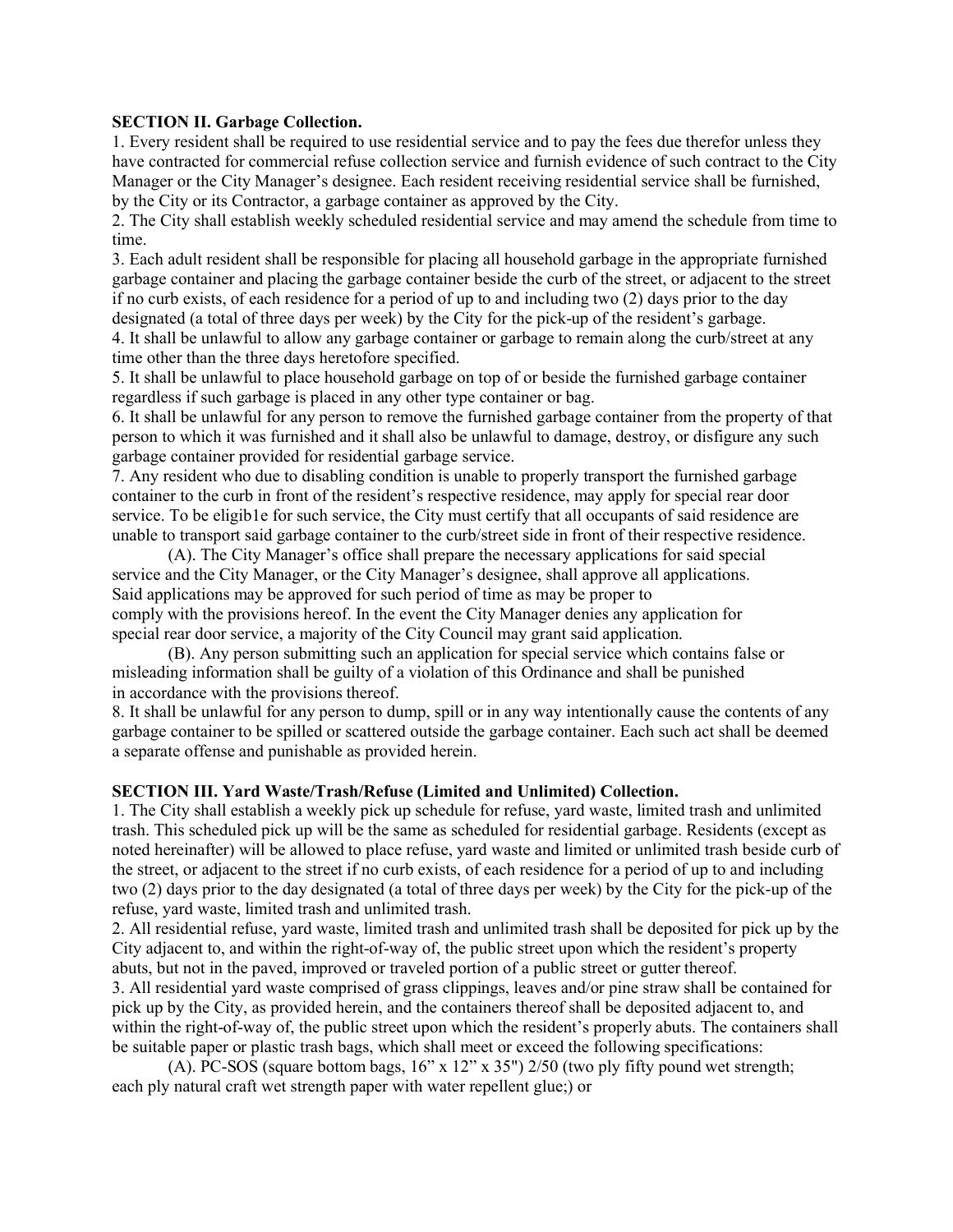**SECTION II. Garbage Collection.**

1. Every resident shall be required to use residential service and to pay the fees due therefor unless they have contracted for commercial refuse collection service and furnish evidence of such contract to the City Manager or the City Manager's designee. Each resident receiving residential service shall be furnished, by the City or its Contractor, a garbage container as approved by the City.
2. The City shall establish weekly scheduled residential service and may amend the schedule from time to time.
3. Each adult resident shall be responsible for placing all household garbage in the appropriate furnished garbage container and placing the garbage container beside the curb of the street, or adjacent to the street if no curb exists, of each residence for a period of up to and including two (2) days prior to the day designated (a total of three days per week) by the City for the pick-up of the resident's garbage.
4. It shall be unlawful to allow any garbage container or garbage to remain along the curb/street at any time other than the three days heretofore specified.
5. It shall be unlawful to place household garbage on top of or beside the furnished garbage container regardless if such garbage is placed in any other type container or bag.
6. It shall be unlawful for any person to remove the furnished garbage container from the property of that person to which it was furnished and it shall also be unlawful to damage, destroy, or disfigure any such garbage container provided for residential garbage service.
7. Any resident who due to disabling condition is unable to properly transport the furnished garbage container to the curb in front of the resident's respective residence, may apply for special rear door service. To be eligib1e for such service, the City must certify that all occupants of said residence are unable to transport said garbage container to the curb/street side in front of their respective residence.

    (A). The City Manager's office shall prepare the necessary applications for said special service and the City Manager, or the City Manager's designee, shall approve all applications. Said applications may be approved for such period of time as may be proper to comply with the provisions hereof. In the event the City Manager denies any application for special rear door service, a majority of the City Council may grant said application.

    (B). Any person submitting such an application for special service which contains false or misleading information shall be guilty of a violation of this Ordinance and shall be punished in accordance with the provisions thereof.

8. It shall be unlawful for any person to dump, spill or in any way intentionally cause the contents of any garbage container to be spilled or scattered outside the garbage container. Each such act shall be deemed a separate offense and punishable as provided herein.

**SECTION III. Yard Waste/Trash/Refuse (Limited and Unlimited) Collection.**

1. The City shall establish a weekly pick up schedule for refuse, yard waste, limited trash and unlimited trash. This scheduled pick up will be the same as scheduled for residential garbage. Residents (except as noted hereinafter) will be allowed to place refuse, yard waste and limited or unlimited trash beside curb of the street, or adjacent to the street if no curb exists, of each residence for a period of up to and including two (2) days prior to the day designated (a total of three days per week) by the City for the pick-up of the refuse, yard waste, limited trash and unlimited trash.
2. All residential refuse, yard waste, limited trash and unlimited trash shall be deposited for pick up by the City adjacent to, and within the right-of-way of, the public street upon which the resident's property abuts, but not in the paved, improved or traveled portion of a public street or gutter thereof.
3. All residential yard waste comprised of grass clippings, leaves and/or pine straw shall be contained for pick up by the City, as provided herein, and the containers thereof shall be deposited adjacent to, and within the right-of-way of, the public street upon which the resident's properly abuts. The containers shall be suitable paper or plastic trash bags, which shall meet or exceed the following specifications:

    (A). PC-SOS (square bottom bags, 16" x 12" x 35") 2/50 (two ply fifty pound wet strength; each ply natural craft wet strength paper with water repellent glue;) or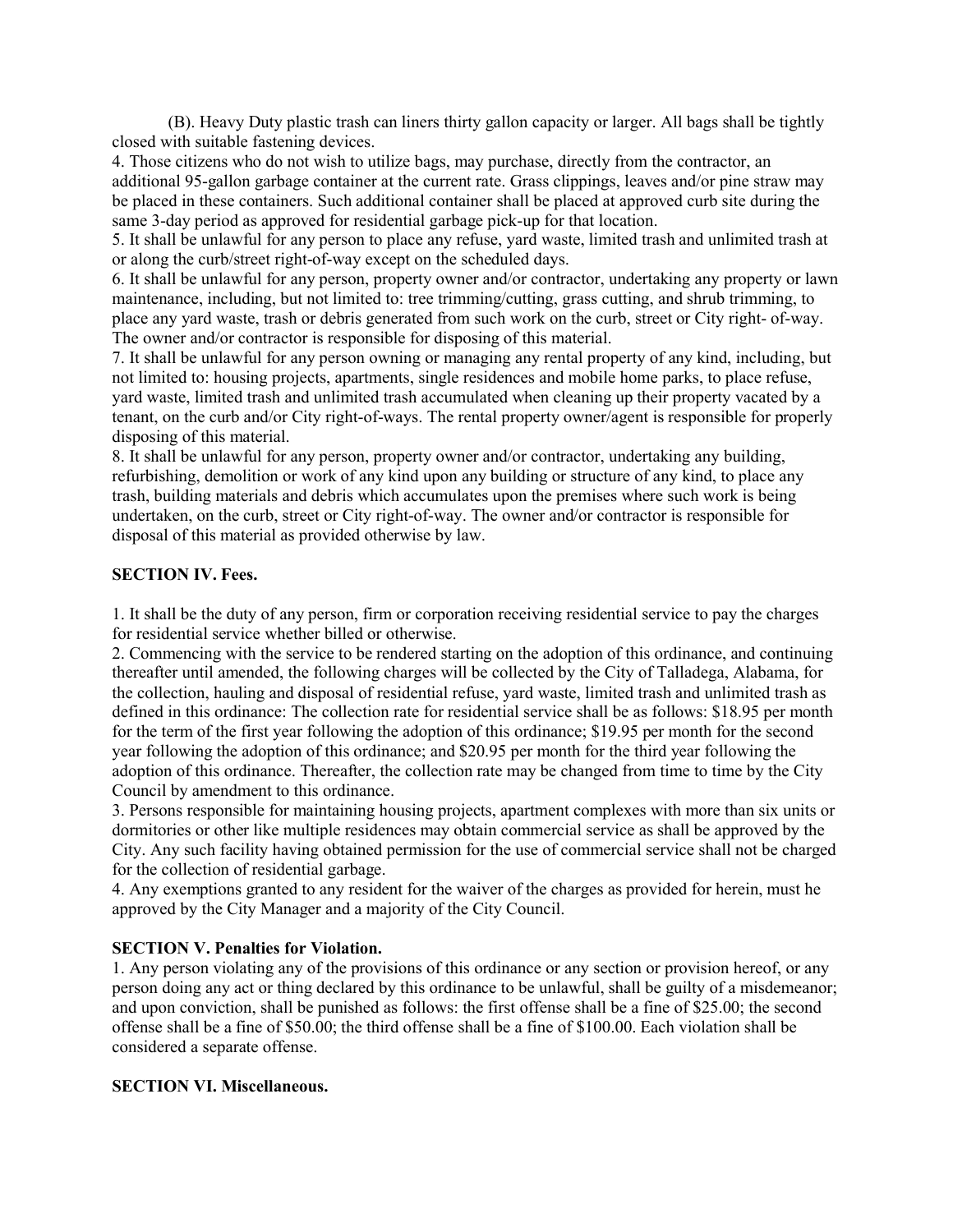(B). Heavy Duty plastic trash can liners thirty gallon capacity or larger. All bags shall be tightly closed with suitable fastening devices.

4. Those citizens who do not wish to utilize bags, may purchase, directly from the contractor, an additional 95-gallon garbage container at the current rate. Grass clippings, leaves and/or pine straw may be placed in these containers. Such additional container shall be placed at approved curb site during the same 3-day period as approved for residential garbage pick-up for that location.

5. It shall be unlawful for any person to place any refuse, yard waste, limited trash and unlimited trash at or along the curb/street right-of-way except on the scheduled days.

6. It shall be unlawful for any person, property owner and/or contractor, undertaking any property or lawn maintenance, including, but not limited to: tree trimming/cutting, grass cutting, and shrub trimming, to place any yard waste, trash or debris generated from such work on the curb, street or City right- of-way. The owner and/or contractor is responsible for disposing of this material.

7. It shall be unlawful for any person owning or managing any rental property of any kind, including, but not limited to: housing projects, apartments, single residences and mobile home parks, to place refuse, yard waste, limited trash and unlimited trash accumulated when cleaning up their property vacated by a tenant, on the curb and/or City right-of-ways. The rental property owner/agent is responsible for properly disposing of this material.

8. It shall be unlawful for any person, property owner and/or contractor, undertaking any building, refurbishing, demolition or work of any kind upon any building or structure of any kind, to place any trash, building materials and debris which accumulates upon the premises where such work is being undertaken, on the curb, street or City right-of-way. The owner and/or contractor is responsible for disposal of this material as provided otherwise by law.

**SECTION IV. Fees.**

1. It shall be the duty of any person, firm or corporation receiving residential service to pay the charges for residential service whether billed or otherwise.

2. Commencing with the service to be rendered starting on the adoption of this ordinance, and continuing thereafter until amended, the following charges will be collected by the City of Talladega, Alabama, for the collection, hauling and disposal of residential refuse, yard waste, limited trash and unlimited trash as defined in this ordinance: The collection rate for residential service shall be as follows: $18.95 per month for the term of the first year following the adoption of this ordinance; $19.95 per month for the second year following the adoption of this ordinance; and $20.95 per month for the third year following the adoption of this ordinance. Thereafter, the collection rate may be changed from time to time by the City Council by amendment to this ordinance.

3. Persons responsible for maintaining housing projects, apartment complexes with more than six units or dormitories or other like multiple residences may obtain commercial service as shall be approved by the City. Any such facility having obtained permission for the use of commercial service shall not be charged for the collection of residential garbage.

4. Any exemptions granted to any resident for the waiver of the charges as provided for herein, must he approved by the City Manager and a majority of the City Council.

**SECTION V. Penalties for Violation.**

1. Any person violating any of the provisions of this ordinance or any section or provision hereof, or any person doing any act or thing declared by this ordinance to be unlawful, shall be guilty of a misdemeanor; and upon conviction, shall be punished as follows: the first offense shall be a fine of $25.00; the second offense shall be a fine of $50.00; the third offense shall be a fine of $100.00. Each violation shall be considered a separate offense.

**SECTION VI. Miscellaneous.**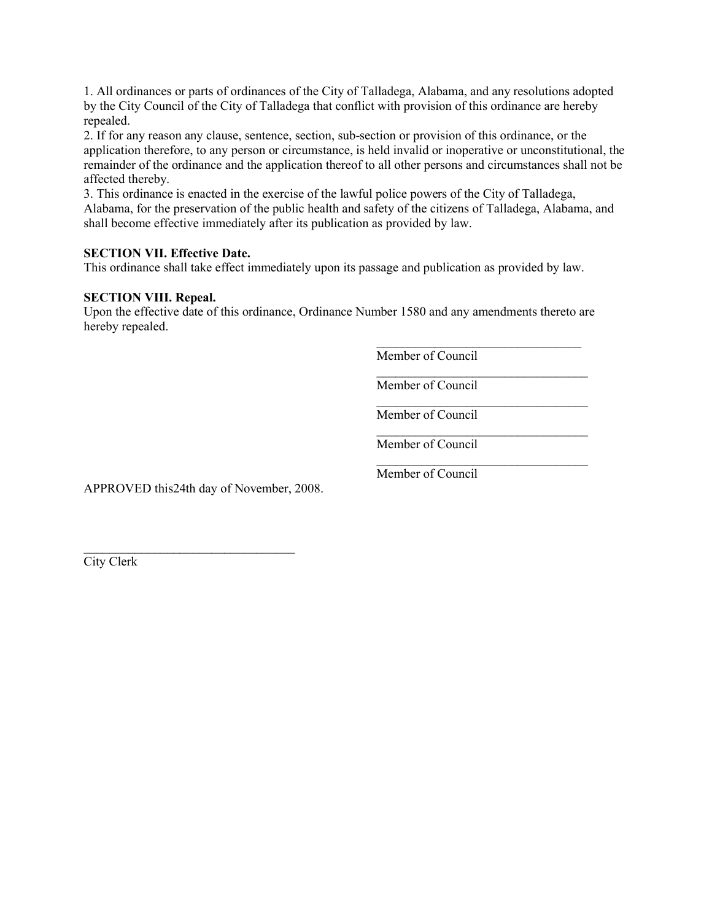1. All ordinances or parts of ordinances of the City of Talladega, Alabama, and any resolutions adopted by the City Council of the City of Talladega that conflict with provision of this ordinance are hereby repealed.

2. If for any reason any clause, sentence, section, sub-section or provision of this ordinance, or the application therefore, to any person or circumstance, is held invalid or inoperative or unconstitutional, the remainder of the ordinance and the application thereof to all other persons and circumstances shall not be affected thereby.

3. This ordinance is enacted in the exercise of the lawful police powers of the City of Talladega, Alabama, for the preservation of the public health and safety of the citizens of Talladega, Alabama, and shall become effective immediately after its publication as provided by law.

**SECTION VII. Effective Date.**

This ordinance shall take effect immediately upon its passage and publication as provided by law.

**SECTION VIII. Repeal.**

Upon the effective date of this ordinance, Ordinance Number 1580 and any amendments thereto are hereby repealed.

\_\_\_\_\_\_\_\_\_\_\_\_\_\_\_\_\_\_\_\_\_\_\_\_\_\_\_\_\_\_\_\_\_\_
Member of Council

\_\_\_\_\_\_\_\_\_\_\_\_\_\_\_\_\_\_\_\_\_\_\_\_\_\_\_\_\_\_\_\_\_\_
Member of Council

\_\_\_\_\_\_\_\_\_\_\_\_\_\_\_\_\_\_\_\_\_\_\_\_\_\_\_\_\_\_\_\_\_\_
Member of Council

\_\_\_\_\_\_\_\_\_\_\_\_\_\_\_\_\_\_\_\_\_\_\_\_\_\_\_\_\_\_\_\_\_\_
Member of Council

\_\_\_\_\_\_\_\_\_\_\_\_\_\_\_\_\_\_\_\_\_\_\_\_\_\_\_\_\_\_\_\_\_\_
Member of Council

APPROVED this24th day of November, 2008.

\_\_\_\_\_\_\_\_\_\_\_\_\_\_\_\_\_\_\_\_\_\_\_\_\_\_\_\_\_\_\_\_\_\_
City Clerk